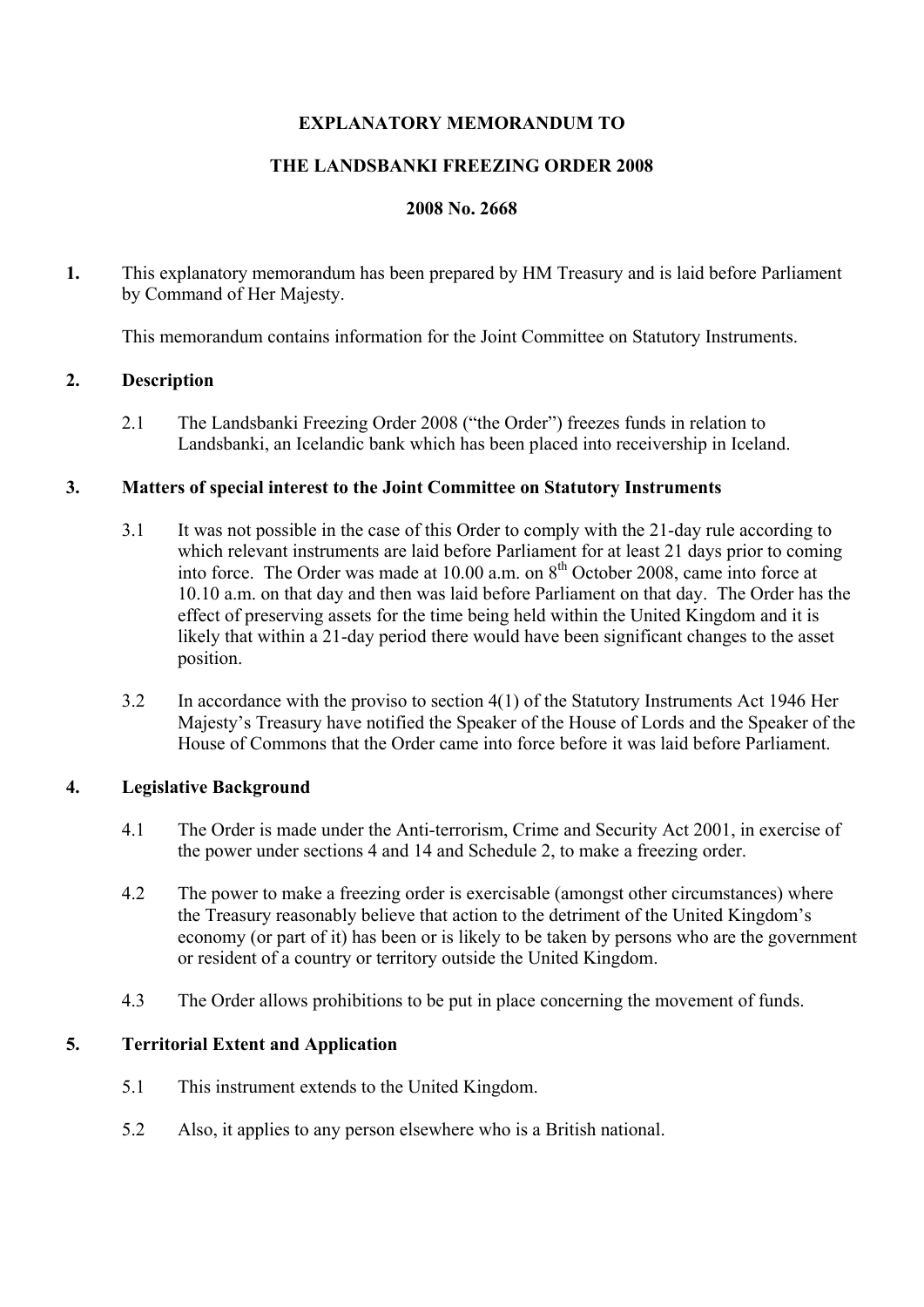**EXPLANATORY MEMORANDUM TO**

**THE LANDSBANKI FREEZING ORDER 2008**

**2008 No. 2668**

**1.** This explanatory memorandum has been prepared by HM Treasury and is laid before Parliament by Command of Her Majesty.

This memorandum contains information for the Joint Committee on Statutory Instruments.

## 2. Description

2.1 The Landsbanki Freezing Order 2008 ("the Order") freezes funds in relation to Landsbanki, an Icelandic bank which has been placed into receivership in Iceland.

## 3. Matters of special interest to the Joint Committee on Statutory Instruments

3.1 It was not possible in the case of this Order to comply with the 21-day rule according to which relevant instruments are laid before Parliament for at least 21 days prior to coming into force. The Order was made at 10.00 a.m. on 8th October 2008, came into force at 10.10 a.m. on that day and then was laid before Parliament on that day. The Order has the effect of preserving assets for the time being held within the United Kingdom and it is likely that within a 21-day period there would have been significant changes to the asset position.

3.2 In accordance with the proviso to section 4(1) of the Statutory Instruments Act 1946 Her Majesty's Treasury have notified the Speaker of the House of Lords and the Speaker of the House of Commons that the Order came into force before it was laid before Parliament.

## 4. Legislative Background

4.1 The Order is made under the Anti-terrorism, Crime and Security Act 2001, in exercise of the power under sections 4 and 14 and Schedule 2, to make a freezing order.

4.2 The power to make a freezing order is exercisable (amongst other circumstances) where the Treasury reasonably believe that action to the detriment of the United Kingdom's economy (or part of it) has been or is likely to be taken by persons who are the government or resident of a country or territory outside the United Kingdom.

4.3 The Order allows prohibitions to be put in place concerning the movement of funds.

## 5. Territorial Extent and Application

5.1 This instrument extends to the United Kingdom.

5.2 Also, it applies to any person elsewhere who is a British national.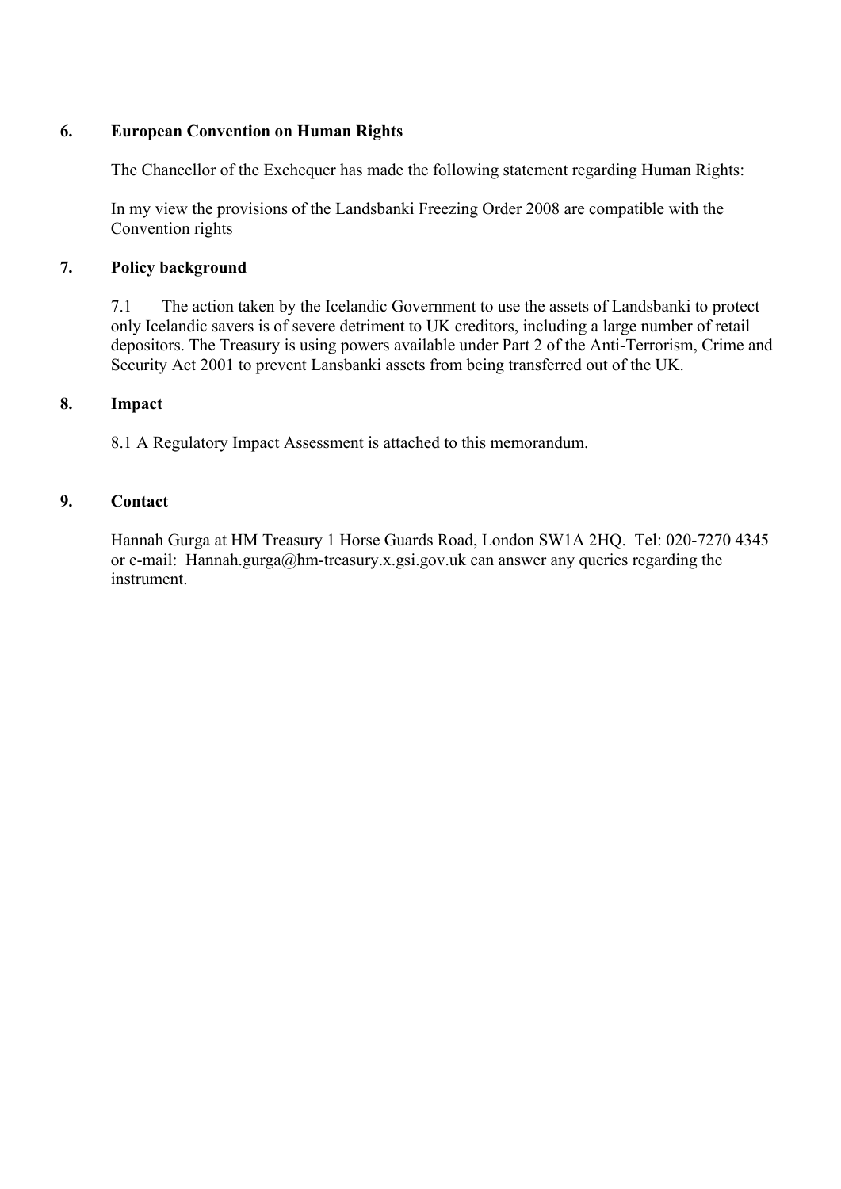## 6. European Convention on Human Rights

The Chancellor of the Exchequer has made the following statement regarding Human Rights:

In my view the provisions of the Landsbanki Freezing Order 2008 are compatible with the Convention rights

## 7. Policy background

7.1 The action taken by the Icelandic Government to use the assets of Landsbanki to protect only Icelandic savers is of severe detriment to UK creditors, including a large number of retail depositors. The Treasury is using powers available under Part 2 of the Anti-Terrorism, Crime and Security Act 2001 to prevent Lansbanki assets from being transferred out of the UK.

## 8. Impact

8.1 A Regulatory Impact Assessment is attached to this memorandum.

## 9. Contact

Hannah Gurga at HM Treasury 1 Horse Guards Road, London SW1A 2HQ. Tel: 020-7270 4345 or e-mail: Hannah.gurga@hm-treasury.x.gsi.gov.uk can answer any queries regarding the instrument.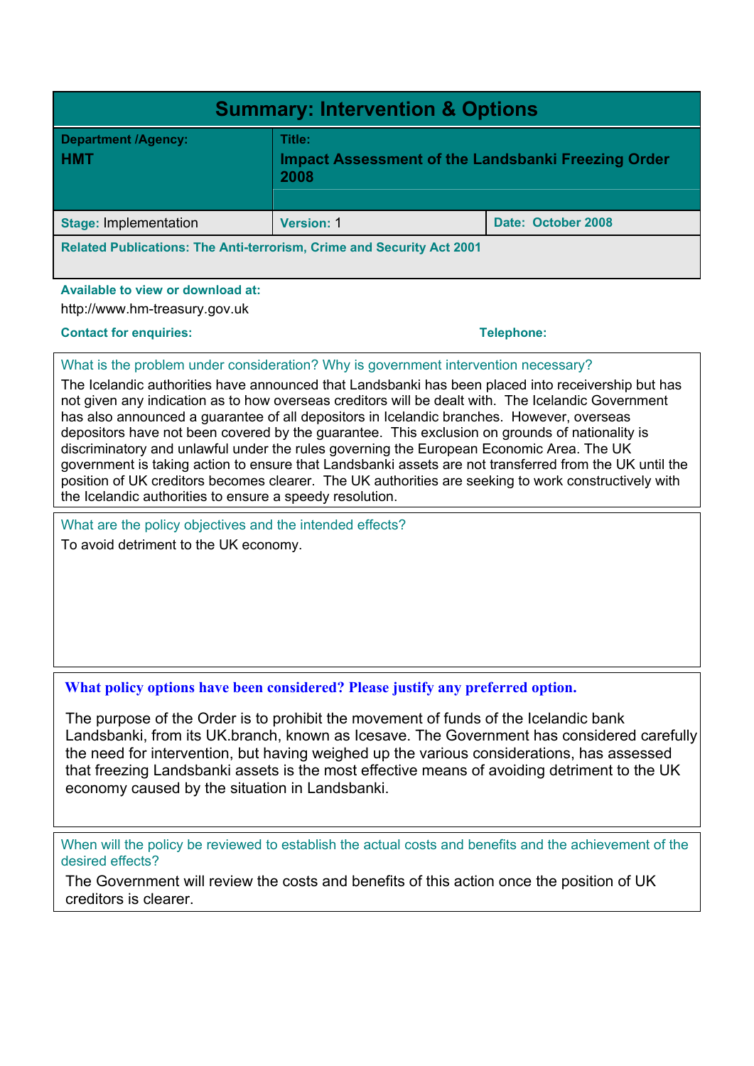# Summary: Intervention & Options

| **Department /Agency:** | **Title:** | |
|---|---|---|
| **HMT** | **Impact Assessment of the Landsbanki Freezing Order 2008** | |
| **Stage:** Implementation | **Version:** 1 | **Date: October 2008** |

**Related Publications: The Anti-terrorism, Crime and Security Act 2001**

**Available to view or download at:**

http://www.hm-treasury.gov.uk

**Contact for enquiries:** **Telephone:**

What is the problem under consideration? Why is government intervention necessary?

The Icelandic authorities have announced that Landsbanki has been placed into receivership but has not given any indication as to how overseas creditors will be dealt with. The Icelandic Government has also announced a guarantee of all depositors in Icelandic branches. However, overseas depositors have not been covered by the guarantee. This exclusion on grounds of nationality is discriminatory and unlawful under the rules governing the European Economic Area. The UK government is taking action to ensure that Landsbanki assets are not transferred from the UK until the position of UK creditors becomes clearer. The UK authorities are seeking to work constructively with the Icelandic authorities to ensure a speedy resolution.

What are the policy objectives and the intended effects?

To avoid detriment to the UK economy.

**What policy options have been considered? Please justify any preferred option.**

The purpose of the Order is to prohibit the movement of funds of the Icelandic bank Landsbanki, from its UK.branch, known as Icesave. The Government has considered carefully the need for intervention, but having weighed up the various considerations, has assessed that freezing Landsbanki assets is the most effective means of avoiding detriment to the UK economy caused by the situation in Landsbanki.

When will the policy be reviewed to establish the actual costs and benefits and the achievement of the desired effects?

The Government will review the costs and benefits of this action once the position of UK creditors is clearer.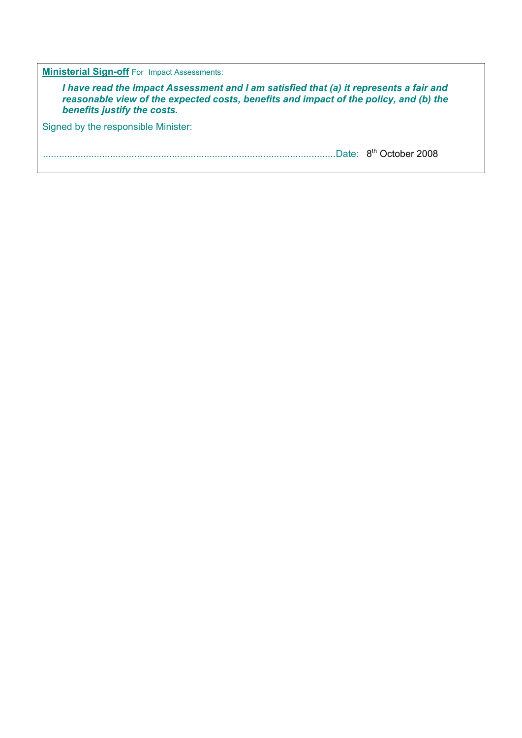**Ministerial Sign-off** For Impact Assessments:

***I have read the Impact Assessment and I am satisfied that (a) it represents a fair and reasonable view of the expected costs, benefits and impact of the policy, and (b) the benefits justify the costs.***

Signed by the responsible Minister:

..............................................................................................................Date: 8th October 2008